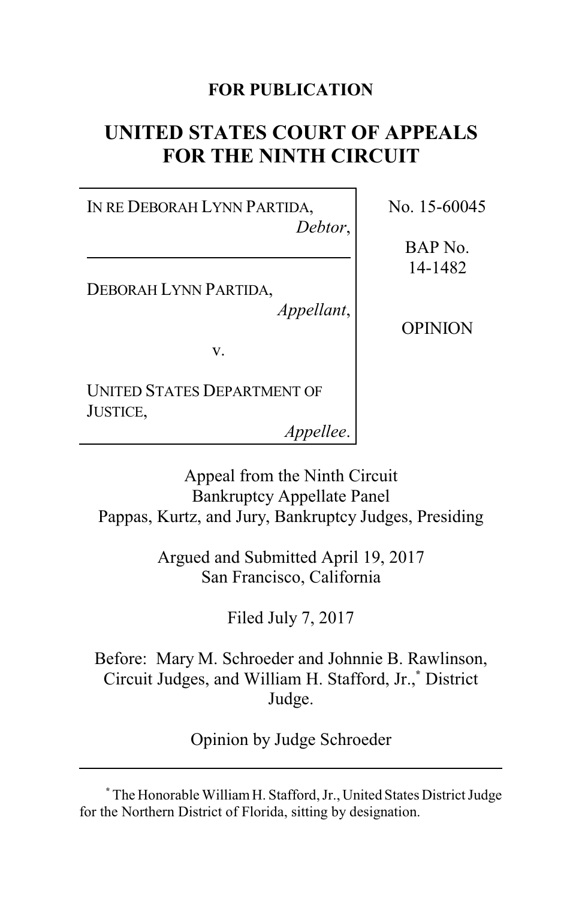**FOR PUBLICATION**

# UNITED STATES COURT OF APPEALS FOR THE NINTH CIRCUIT

| | |
|---|---|
| IN RE DEBORAH LYNN PARTIDA, *Debtor*, | No. 15-60045 |
| DEBORAH LYNN PARTIDA, *Appellant*, v. UNITED STATES DEPARTMENT OF JUSTICE, *Appellee*. | BAP No. 14-1482 OPINION |

Appeal from the Ninth Circuit Bankruptcy Appellate Panel
Pappas, Kurtz, and Jury, Bankruptcy Judges, Presiding

Argued and Submitted April 19, 2017
San Francisco, California

Filed July 7, 2017

Before: Mary M. Schroeder and Johnnie B. Rawlinson, Circuit Judges, and William H. Stafford, Jr.,[*] District Judge.

Opinion by Judge Schroeder

---

[*] The Honorable William H. Stafford, Jr., United States District Judge for the Northern District of Florida, sitting by designation.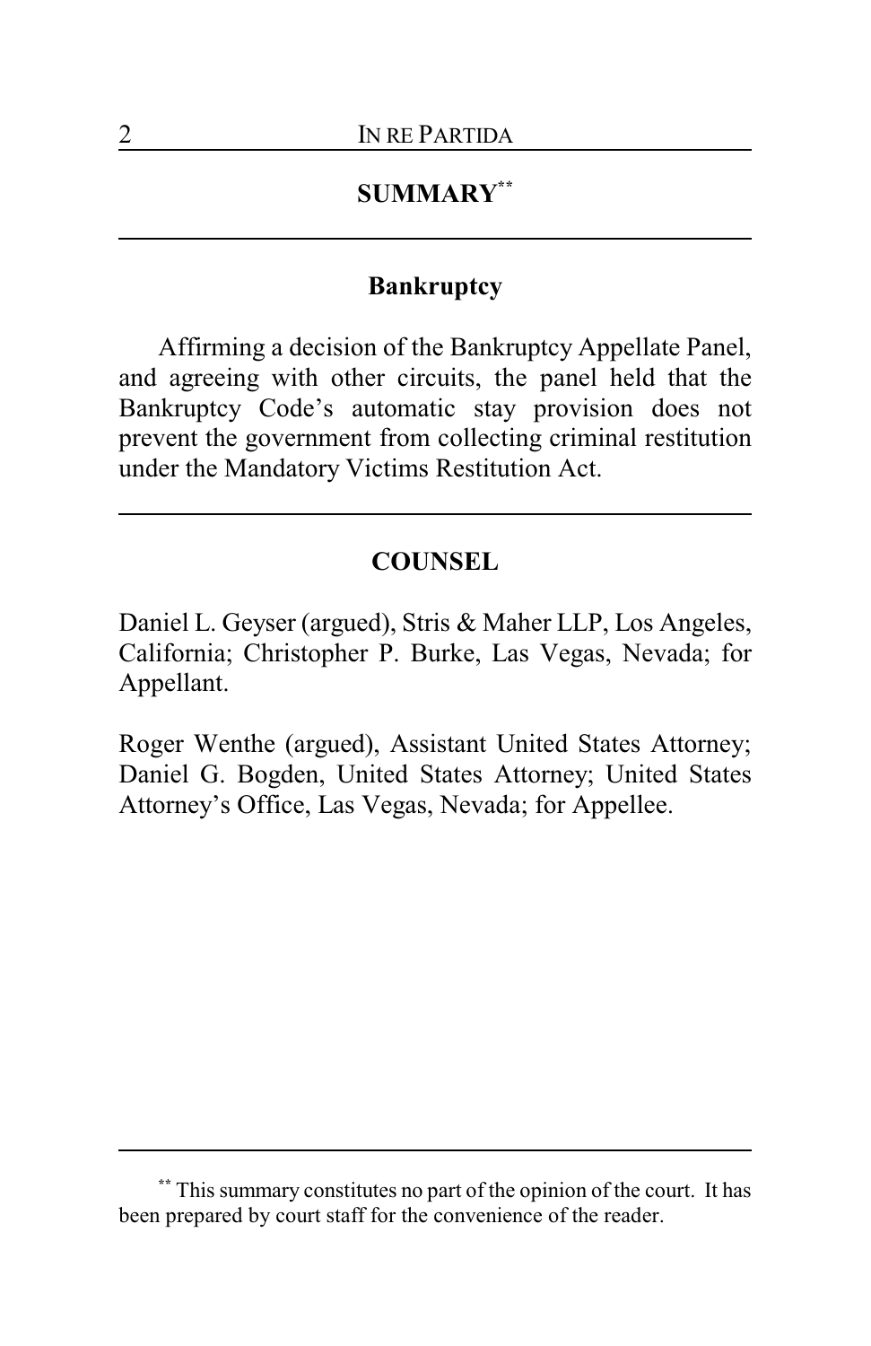## SUMMARY[**]

### Bankruptcy

Affirming a decision of the Bankruptcy Appellate Panel, and agreeing with other circuits, the panel held that the Bankruptcy Code's automatic stay provision does not prevent the government from collecting criminal restitution under the Mandatory Victims Restitution Act.

## COUNSEL

Daniel L. Geyser (argued), Stris & Maher LLP, Los Angeles, California; Christopher P. Burke, Las Vegas, Nevada; for Appellant.

Roger Wenthe (argued), Assistant United States Attorney; Daniel G. Bogden, United States Attorney; United States Attorney's Office, Las Vegas, Nevada; for Appellee.

---

[**] This summary constitutes no part of the opinion of the court. It has been prepared by court staff for the convenience of the reader.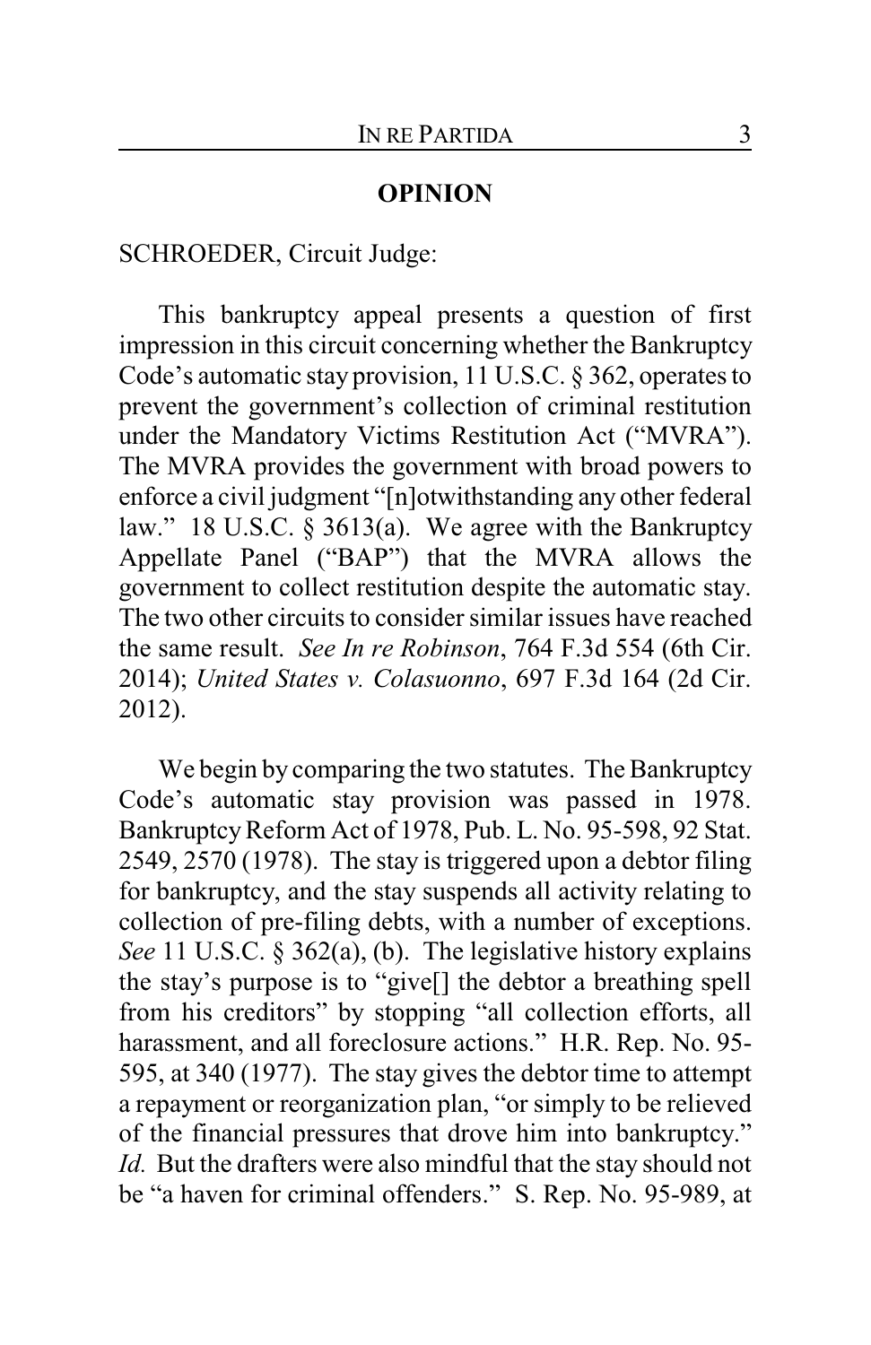## OPINION

SCHROEDER, Circuit Judge:

This bankruptcy appeal presents a question of first impression in this circuit concerning whether the Bankruptcy Code's automatic stay provision, 11 U.S.C. § 362, operates to prevent the government's collection of criminal restitution under the Mandatory Victims Restitution Act ("MVRA"). The MVRA provides the government with broad powers to enforce a civil judgment "[n]otwithstanding any other federal law." 18 U.S.C. § 3613(a). We agree with the Bankruptcy Appellate Panel ("BAP") that the MVRA allows the government to collect restitution despite the automatic stay. The two other circuits to consider similar issues have reached the same result. *See In re Robinson*, 764 F.3d 554 (6th Cir. 2014); *United States v. Colasuonno*, 697 F.3d 164 (2d Cir. 2012).

We begin by comparing the two statutes. The Bankruptcy Code's automatic stay provision was passed in 1978. Bankruptcy Reform Act of 1978, Pub. L. No. 95-598, 92 Stat. 2549, 2570 (1978). The stay is triggered upon a debtor filing for bankruptcy, and the stay suspends all activity relating to collection of pre-filing debts, with a number of exceptions. *See* 11 U.S.C. § 362(a), (b). The legislative history explains the stay's purpose is to "give[] the debtor a breathing spell from his creditors" by stopping "all collection efforts, all harassment, and all foreclosure actions." H.R. Rep. No. 95-595, at 340 (1977). The stay gives the debtor time to attempt a repayment or reorganization plan, "or simply to be relieved of the financial pressures that drove him into bankruptcy." *Id.* But the drafters were also mindful that the stay should not be "a haven for criminal offenders." S. Rep. No. 95-989, at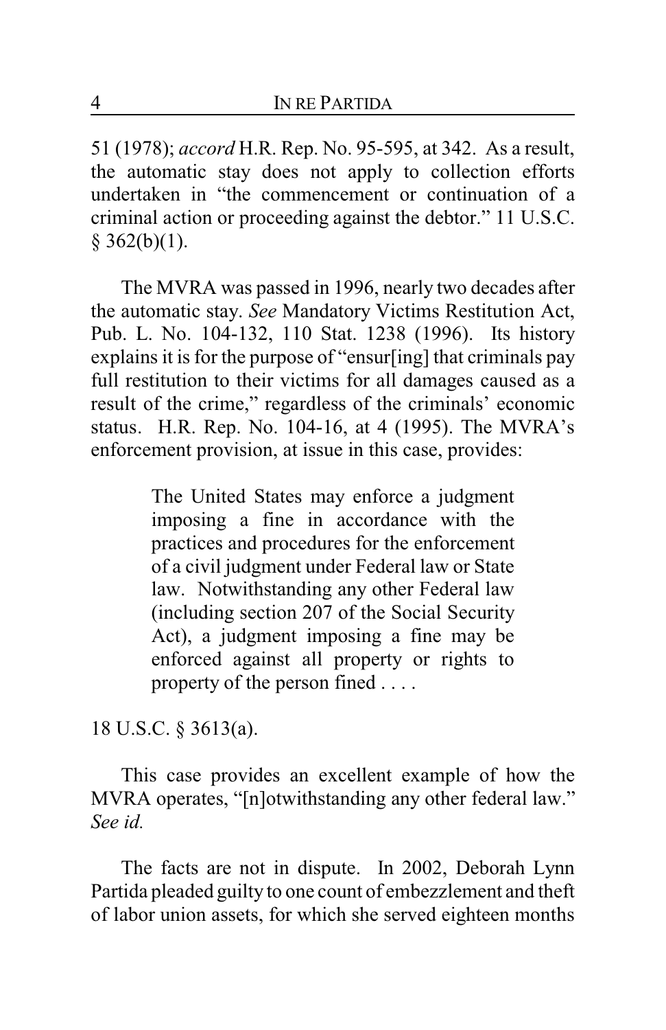51 (1978); *accord* H.R. Rep. No. 95-595, at 342. As a result, the automatic stay does not apply to collection efforts undertaken in "the commencement or continuation of a criminal action or proceeding against the debtor." 11 U.S.C. § 362(b)(1).

The MVRA was passed in 1996, nearly two decades after the automatic stay. *See* Mandatory Victims Restitution Act, Pub. L. No. 104-132, 110 Stat. 1238 (1996). Its history explains it is for the purpose of "ensur[ing] that criminals pay full restitution to their victims for all damages caused as a result of the crime," regardless of the criminals' economic status. H.R. Rep. No. 104-16, at 4 (1995). The MVRA's enforcement provision, at issue in this case, provides:

> The United States may enforce a judgment imposing a fine in accordance with the practices and procedures for the enforcement of a civil judgment under Federal law or State law. Notwithstanding any other Federal law (including section 207 of the Social Security Act), a judgment imposing a fine may be enforced against all property or rights to property of the person fined . . . .

18 U.S.C. § 3613(a).

This case provides an excellent example of how the MVRA operates, "[n]otwithstanding any other federal law." *See id.*

The facts are not in dispute. In 2002, Deborah Lynn Partida pleaded guilty to one count of embezzlement and theft of labor union assets, for which she served eighteen months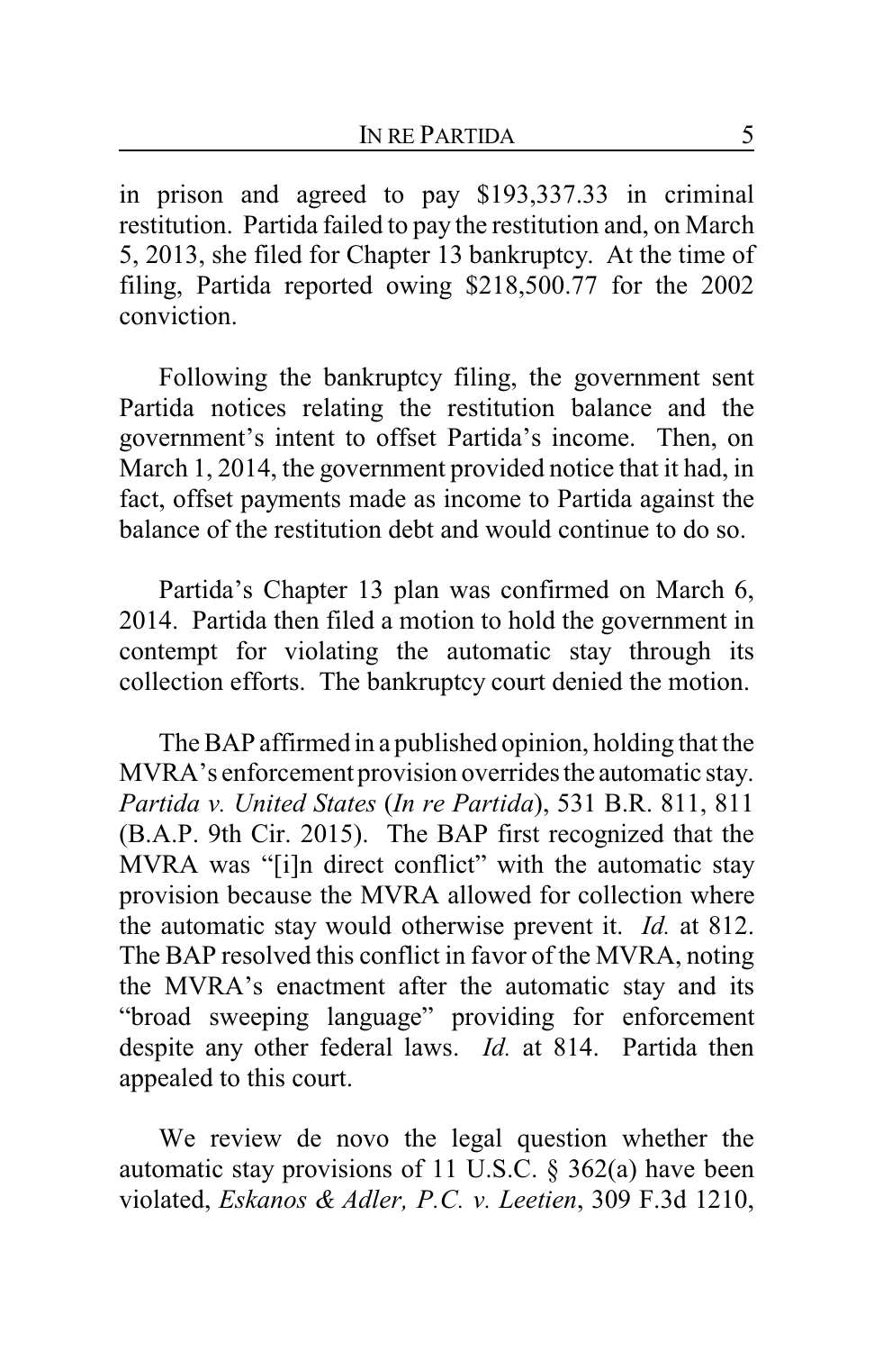in prison and agreed to pay $193,337.33 in criminal restitution. Partida failed to pay the restitution and, on March 5, 2013, she filed for Chapter 13 bankruptcy. At the time of filing, Partida reported owing $218,500.77 for the 2002 conviction.

Following the bankruptcy filing, the government sent Partida notices relating the restitution balance and the government's intent to offset Partida's income. Then, on March 1, 2014, the government provided notice that it had, in fact, offset payments made as income to Partida against the balance of the restitution debt and would continue to do so.

Partida's Chapter 13 plan was confirmed on March 6, 2014. Partida then filed a motion to hold the government in contempt for violating the automatic stay through its collection efforts. The bankruptcy court denied the motion.

The BAP affirmed in a published opinion, holding that the MVRA's enforcement provision overrides the automatic stay. *Partida v. United States* (*In re Partida*), 531 B.R. 811, 811 (B.A.P. 9th Cir. 2015). The BAP first recognized that the MVRA was "[i]n direct conflict" with the automatic stay provision because the MVRA allowed for collection where the automatic stay would otherwise prevent it. *Id.* at 812. The BAP resolved this conflict in favor of the MVRA, noting the MVRA's enactment after the automatic stay and its "broad sweeping language" providing for enforcement despite any other federal laws. *Id.* at 814. Partida then appealed to this court.

We review de novo the legal question whether the automatic stay provisions of 11 U.S.C. § 362(a) have been violated, *Eskanos & Adler, P.C. v. Leetien*, 309 F.3d 1210,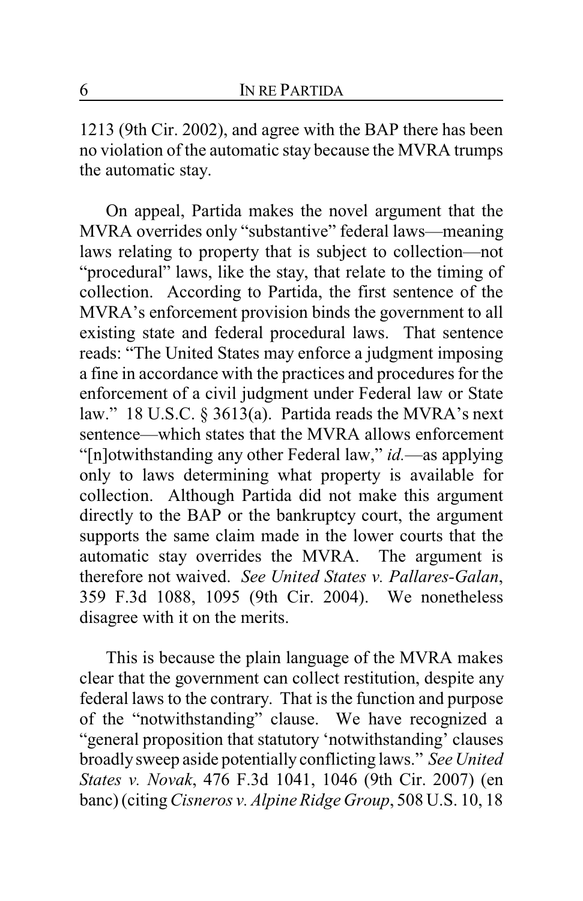1213 (9th Cir. 2002), and agree with the BAP there has been no violation of the automatic stay because the MVRA trumps the automatic stay.

On appeal, Partida makes the novel argument that the MVRA overrides only "substantive" federal laws—meaning laws relating to property that is subject to collection—not "procedural" laws, like the stay, that relate to the timing of collection. According to Partida, the first sentence of the MVRA's enforcement provision binds the government to all existing state and federal procedural laws. That sentence reads: "The United States may enforce a judgment imposing a fine in accordance with the practices and procedures for the enforcement of a civil judgment under Federal law or State law." 18 U.S.C. § 3613(a). Partida reads the MVRA's next sentence—which states that the MVRA allows enforcement "[n]otwithstanding any other Federal law," *id.*—as applying only to laws determining what property is available for collection. Although Partida did not make this argument directly to the BAP or the bankruptcy court, the argument supports the same claim made in the lower courts that the automatic stay overrides the MVRA. The argument is therefore not waived. *See United States v. Pallares-Galan*, 359 F.3d 1088, 1095 (9th Cir. 2004). We nonetheless disagree with it on the merits.

This is because the plain language of the MVRA makes clear that the government can collect restitution, despite any federal laws to the contrary. That is the function and purpose of the "notwithstanding" clause. We have recognized a "general proposition that statutory 'notwithstanding' clauses broadly sweep aside potentially conflicting laws." *See United States v. Novak*, 476 F.3d 1041, 1046 (9th Cir. 2007) (en banc) (citing *Cisneros v. Alpine Ridge Group*, 508 U.S. 10, 18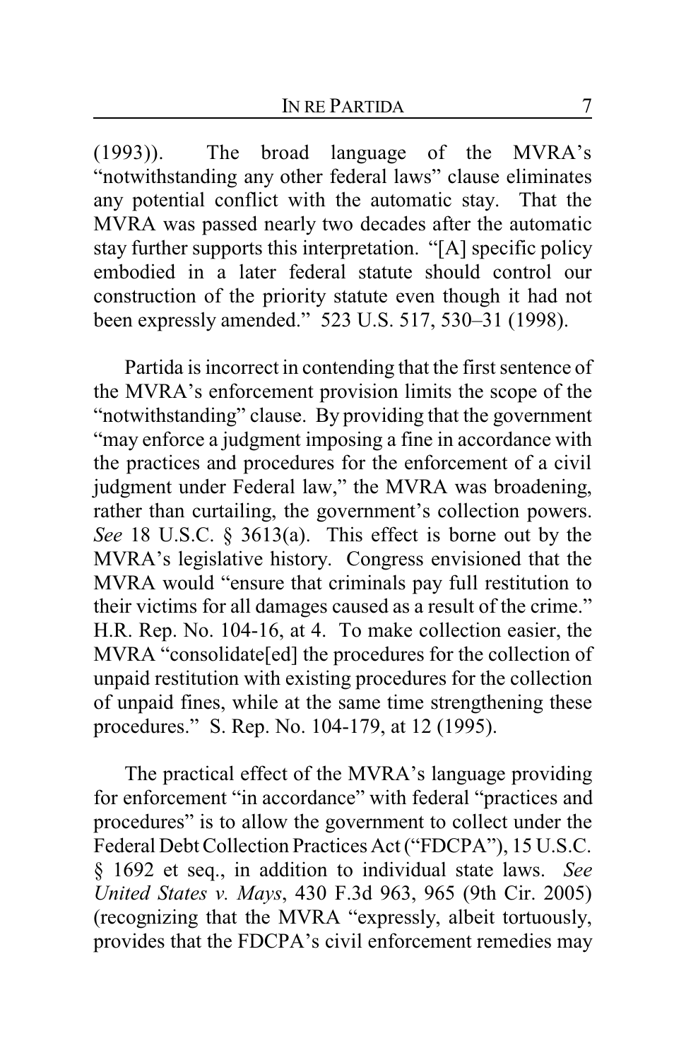(1993)). The broad language of the MVRA's "notwithstanding any other federal laws" clause eliminates any potential conflict with the automatic stay. That the MVRA was passed nearly two decades after the automatic stay further supports this interpretation. "[A] specific policy embodied in a later federal statute should control our construction of the priority statute even though it had not been expressly amended." 523 U.S. 517, 530–31 (1998).

Partida is incorrect in contending that the first sentence of the MVRA's enforcement provision limits the scope of the "notwithstanding" clause. By providing that the government "may enforce a judgment imposing a fine in accordance with the practices and procedures for the enforcement of a civil judgment under Federal law," the MVRA was broadening, rather than curtailing, the government's collection powers. *See* 18 U.S.C. § 3613(a). This effect is borne out by the MVRA's legislative history. Congress envisioned that the MVRA would "ensure that criminals pay full restitution to their victims for all damages caused as a result of the crime." H.R. Rep. No. 104-16, at 4. To make collection easier, the MVRA "consolidate[ed] the procedures for the collection of unpaid restitution with existing procedures for the collection of unpaid fines, while at the same time strengthening these procedures." S. Rep. No. 104-179, at 12 (1995).

The practical effect of the MVRA's language providing for enforcement "in accordance" with federal "practices and procedures" is to allow the government to collect under the Federal Debt Collection Practices Act ("FDCPA"), 15 U.S.C. § 1692 et seq., in addition to individual state laws. *See United States v. Mays*, 430 F.3d 963, 965 (9th Cir. 2005) (recognizing that the MVRA "expressly, albeit tortuously, provides that the FDCPA's civil enforcement remedies may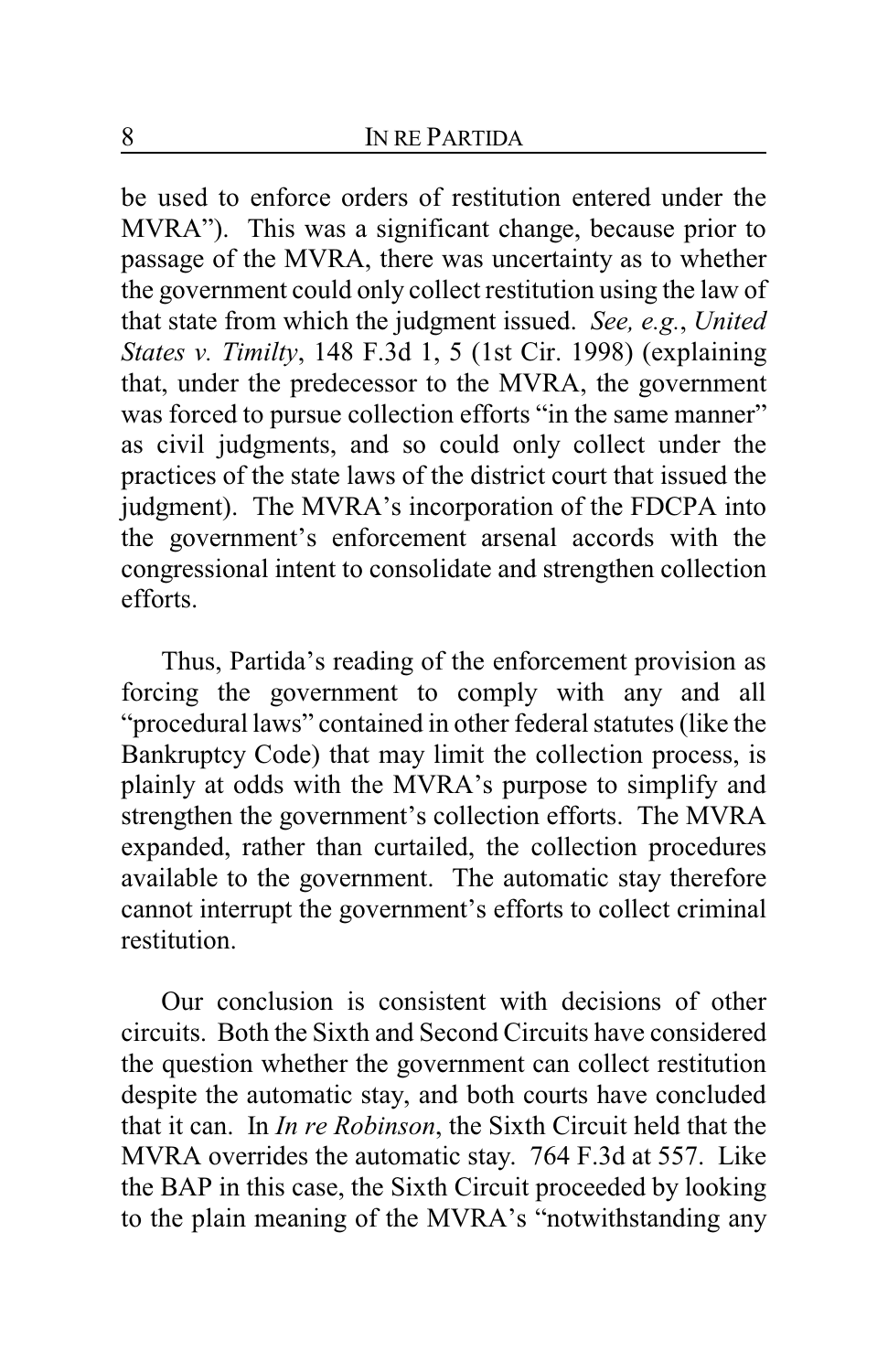be used to enforce orders of restitution entered under the MVRA"). This was a significant change, because prior to passage of the MVRA, there was uncertainty as to whether the government could only collect restitution using the law of that state from which the judgment issued. *See, e.g.*, *United States v. Timilty*, 148 F.3d 1, 5 (1st Cir. 1998) (explaining that, under the predecessor to the MVRA, the government was forced to pursue collection efforts "in the same manner" as civil judgments, and so could only collect under the practices of the state laws of the district court that issued the judgment). The MVRA's incorporation of the FDCPA into the government's enforcement arsenal accords with the congressional intent to consolidate and strengthen collection efforts.

Thus, Partida's reading of the enforcement provision as forcing the government to comply with any and all "procedural laws" contained in other federal statutes (like the Bankruptcy Code) that may limit the collection process, is plainly at odds with the MVRA's purpose to simplify and strengthen the government's collection efforts. The MVRA expanded, rather than curtailed, the collection procedures available to the government. The automatic stay therefore cannot interrupt the government's efforts to collect criminal restitution.

Our conclusion is consistent with decisions of other circuits. Both the Sixth and Second Circuits have considered the question whether the government can collect restitution despite the automatic stay, and both courts have concluded that it can. In *In re Robinson*, the Sixth Circuit held that the MVRA overrides the automatic stay. 764 F.3d at 557. Like the BAP in this case, the Sixth Circuit proceeded by looking to the plain meaning of the MVRA's "notwithstanding any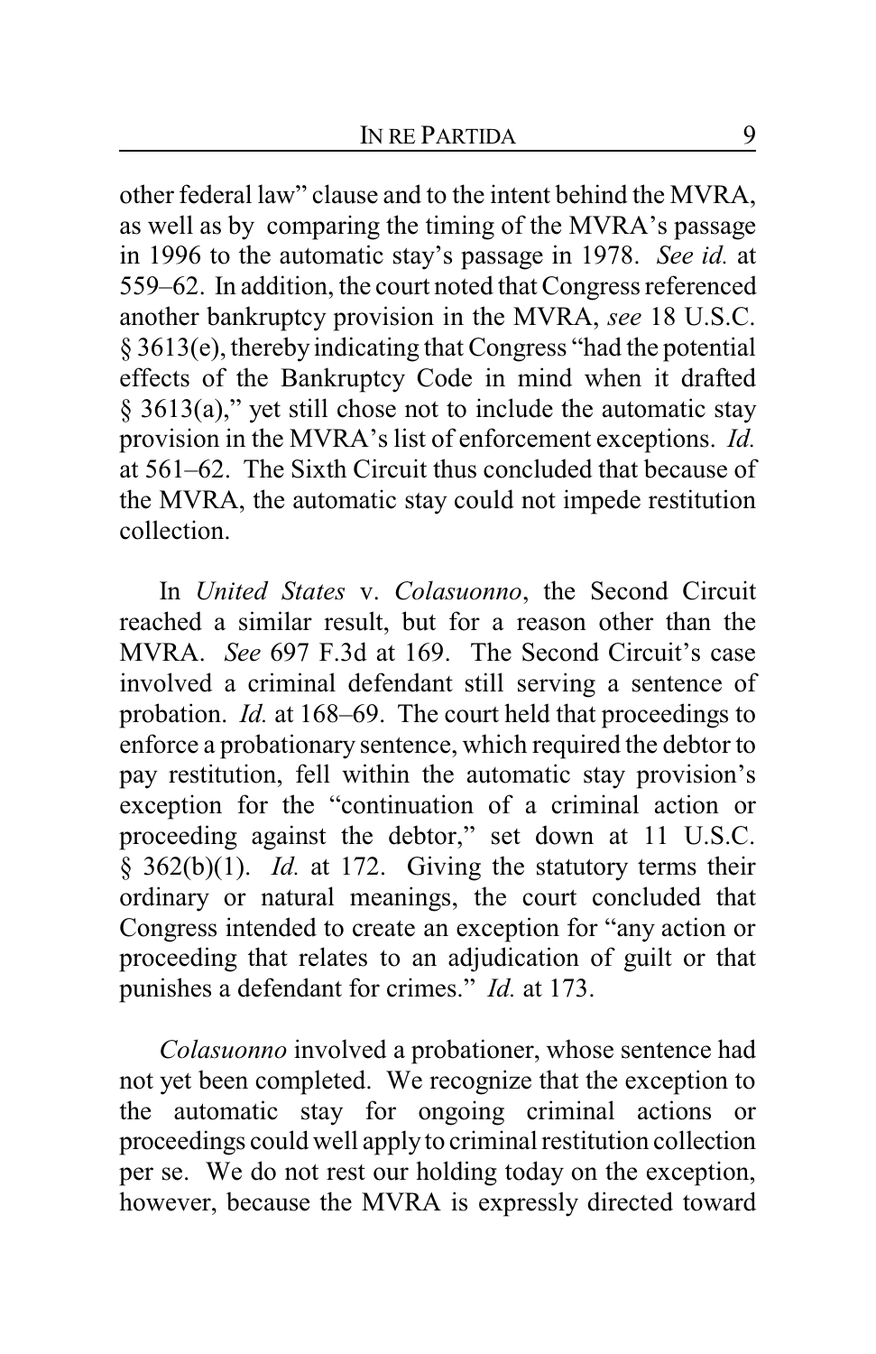other federal law" clause and to the intent behind the MVRA, as well as by comparing the timing of the MVRA's passage in 1996 to the automatic stay's passage in 1978. *See id.* at 559–62. In addition, the court noted that Congress referenced another bankruptcy provision in the MVRA, *see* 18 U.S.C. § 3613(e), thereby indicating that Congress "had the potential effects of the Bankruptcy Code in mind when it drafted § 3613(a)," yet still chose not to include the automatic stay provision in the MVRA's list of enforcement exceptions. *Id.* at 561–62. The Sixth Circuit thus concluded that because of the MVRA, the automatic stay could not impede restitution collection.

In *United States* v. *Colasuonno*, the Second Circuit reached a similar result, but for a reason other than the MVRA. *See* 697 F.3d at 169. The Second Circuit's case involved a criminal defendant still serving a sentence of probation. *Id.* at 168–69. The court held that proceedings to enforce a probationary sentence, which required the debtor to pay restitution, fell within the automatic stay provision's exception for the "continuation of a criminal action or proceeding against the debtor," set down at 11 U.S.C. § 362(b)(1). *Id.* at 172. Giving the statutory terms their ordinary or natural meanings, the court concluded that Congress intended to create an exception for "any action or proceeding that relates to an adjudication of guilt or that punishes a defendant for crimes." *Id.* at 173.

*Colasuonno* involved a probationer, whose sentence had not yet been completed. We recognize that the exception to the automatic stay for ongoing criminal actions or proceedings could well apply to criminal restitution collection per se. We do not rest our holding today on the exception, however, because the MVRA is expressly directed toward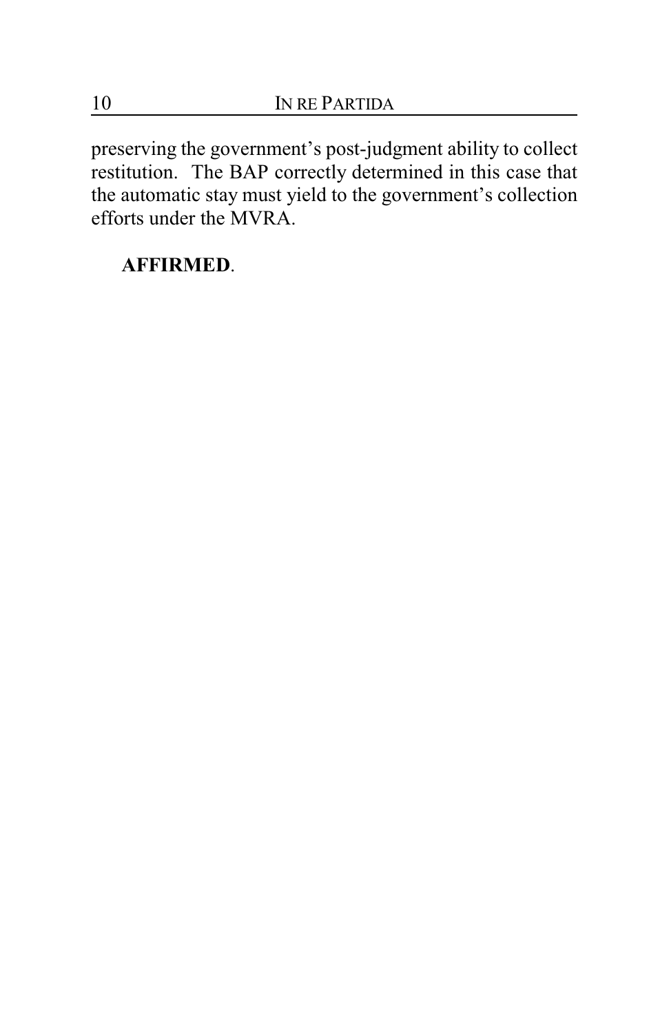preserving the government's post-judgment ability to collect restitution. The BAP correctly determined in this case that the automatic stay must yield to the government's collection efforts under the MVRA.

**AFFIRMED**.